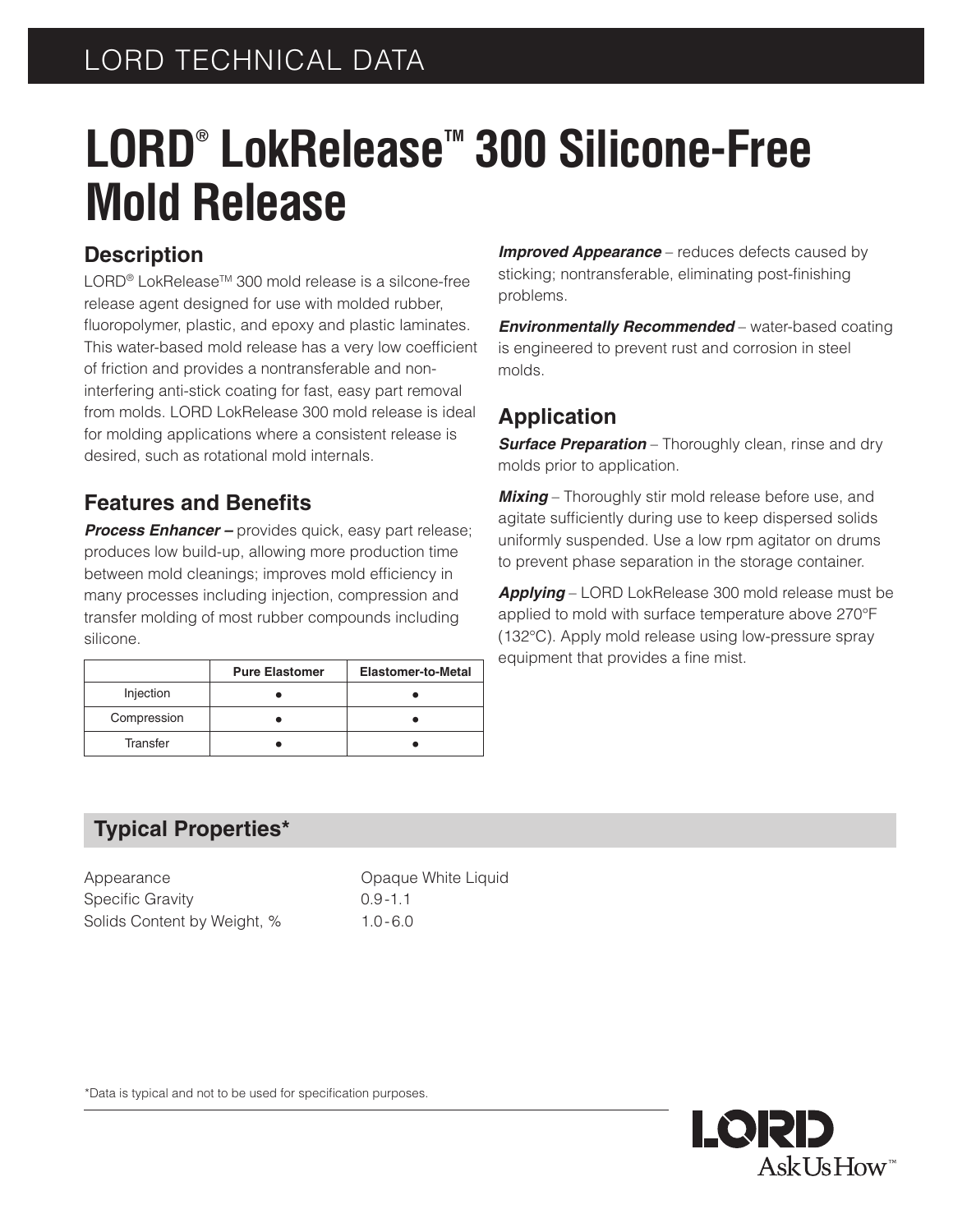LORD TECHNICAL DATA

# LORD® LokRelease™ 300 Silicone-Free Mold Release

## Description

LORD® LokRelease™ 300 mold release is a silcone-free release agent designed for use with molded rubber, fluoropolymer, plastic, and epoxy and plastic laminates. This water-based mold release has a very low coefficient of friction and provides a nontransferable and non-interfering anti-stick coating for fast, easy part removal from molds. LORD LokRelease 300 mold release is ideal for molding applications where a consistent release is desired, such as rotational mold internals.

## Features and Benefits

***Process Enhancer –*** provides quick, easy part release; produces low build-up, allowing more production time between mold cleanings; improves mold efficiency in many processes including injection, compression and transfer molding of most rubber compounds including silicone.

| | Pure Elastomer | Elastomer-to-Metal |
|---|---|---|
| Injection | ● | ● |
| Compression | ● | ● |
| Transfer | ● | ● |

***Improved Appearance*** – reduces defects caused by sticking; nontransferable, eliminating post-finishing problems.

***Environmentally Recommended*** – water-based coating is engineered to prevent rust and corrosion in steel molds.

## Application

***Surface Preparation*** – Thoroughly clean, rinse and dry molds prior to application.

***Mixing*** – Thoroughly stir mold release before use, and agitate sufficiently during use to keep dispersed solids uniformly suspended. Use a low rpm agitator on drums to prevent phase separation in the storage container.

***Applying*** – LORD LokRelease 300 mold release must be applied to mold with surface temperature above 270°F (132°C). Apply mold release using low-pressure spray equipment that provides a fine mist.

## Typical Properties*

| | |
|---|---|
| Appearance | Opaque White Liquid |
| Specific Gravity | 0.9-1.1 |
| Solids Content by Weight, % | 1.0-6.0 |

*Data is typical and not to be used for specification purposes.

LORD AskUsHow™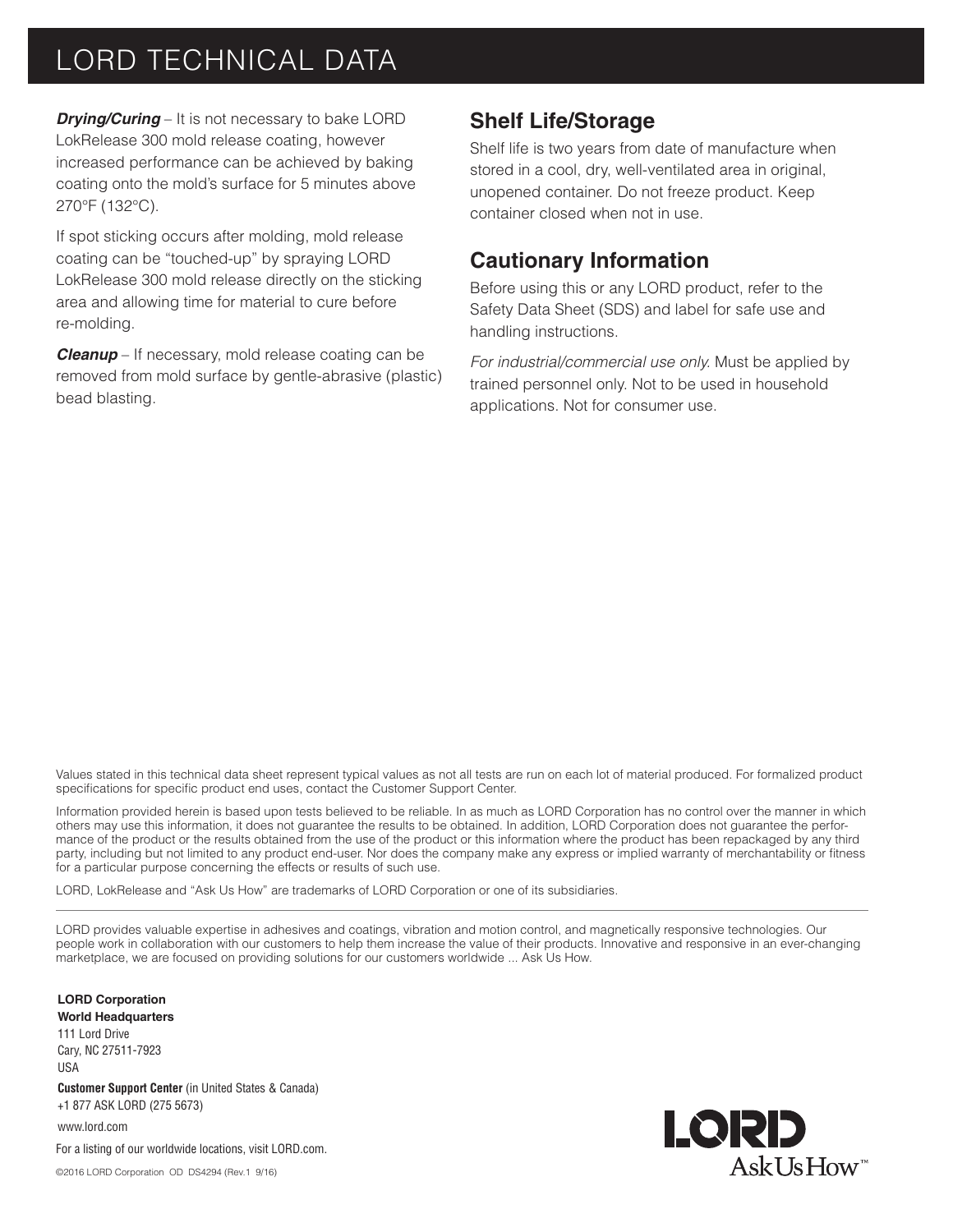***Drying/Curing*** – It is not necessary to bake LORD LokRelease 300 mold release coating, however increased performance can be achieved by baking coating onto the mold's surface for 5 minutes above 270°F (132°C).

If spot sticking occurs after molding, mold release coating can be "touched-up" by spraying LORD LokRelease 300 mold release directly on the sticking area and allowing time for material to cure before re-molding.

***Cleanup*** – If necessary, mold release coating can be removed from mold surface by gentle-abrasive (plastic) bead blasting.

## Shelf Life/Storage

Shelf life is two years from date of manufacture when stored in a cool, dry, well-ventilated area in original, unopened container. Do not freeze product. Keep container closed when not in use.

## Cautionary Information

Before using this or any LORD product, refer to the Safety Data Sheet (SDS) and label for safe use and handling instructions.

*For industrial/commercial use only.* Must be applied by trained personnel only. Not to be used in household applications. Not for consumer use.

Values stated in this technical data sheet represent typical values as not all tests are run on each lot of material produced. For formalized product specifications for specific product end uses, contact the Customer Support Center.

Information provided herein is based upon tests believed to be reliable. In as much as LORD Corporation has no control over the manner in which others may use this information, it does not guarantee the results to be obtained. In addition, LORD Corporation does not guarantee the performance of the product or the results obtained from the use of the product or this information where the product has been repackaged by any third party, including but not limited to any product end-user. Nor does the company make any express or implied warranty of merchantability or fitness for a particular purpose concerning the effects or results of such use.

LORD, LokRelease and "Ask Us How" are trademarks of LORD Corporation or one of its subsidiaries.

---

LORD provides valuable expertise in adhesives and coatings, vibration and motion control, and magnetically responsive technologies. Our people work in collaboration with our customers to help them increase the value of their products. Innovative and responsive in an ever-changing marketplace, we are focused on providing solutions for our customers worldwide ... Ask Us How.

**LORD Corporation**
**World Headquarters**
111 Lord Drive
Cary, NC 27511-7923
USA

**Customer Support Center** (in United States & Canada)
+1 877 ASK LORD (275 5673)

www.lord.com

For a listing of our worldwide locations, visit LORD.com.

©2016 LORD Corporation OD DS4294 (Rev.1 9/16)

LORD
Ask Us How™